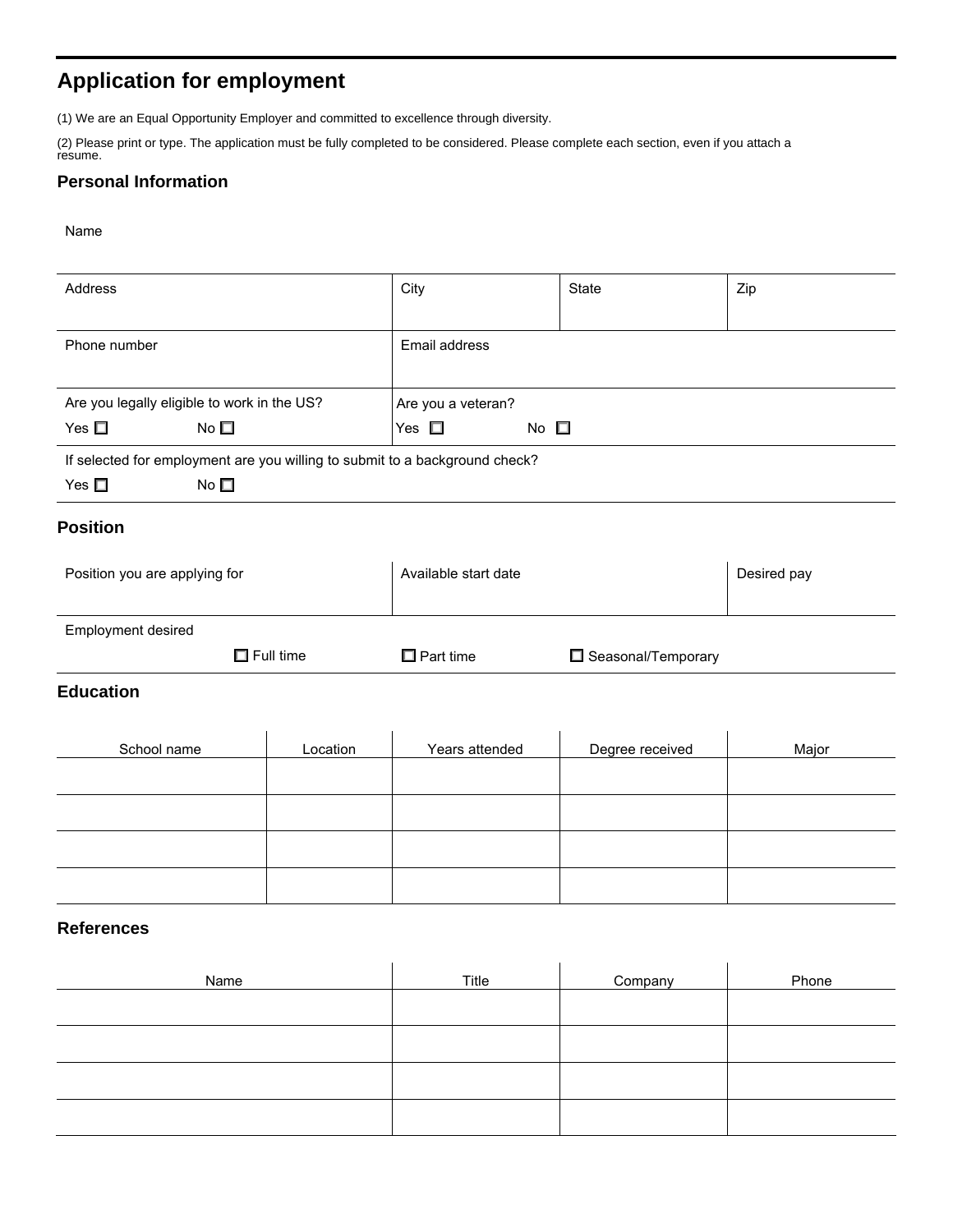# Application for employment

(1) We are an Equal Opportunity Employer and committed to excellence through diversity.

(2) Please print or type. The application must be fully completed to be considered. Please complete each section, even if you attach a resume.

## Personal Information

Name

| | | | |
|---|---|---|---|
| Address | City | State | Zip |
| Phone number | Email address | | |
| Are you legally eligible to work in the US?<br>Yes ☐ No ☐ | Are you a veteran?<br>Yes ☐ No ☐ | | |
| If selected for employment are you willing to submit to a background check?<br>Yes ☐ No ☐ | | | |

## Position

| | | |
|---|---|---|
| Position you are applying for | Available start date | Desired pay |
| Employment desired<br>☐ Full time ☐ Part time ☐ Seasonal/Temporary | | |

## Education

| School name | Location | Years attended | Degree received | Major |
|---|---|---|---|---|
| | | | | |
| | | | | |
| | | | | |
| | | | | |

## References

| Name | Title | Company | Phone |
|---|---|---|---|
| | | | |
| | | | |
| | | | |
| | | | |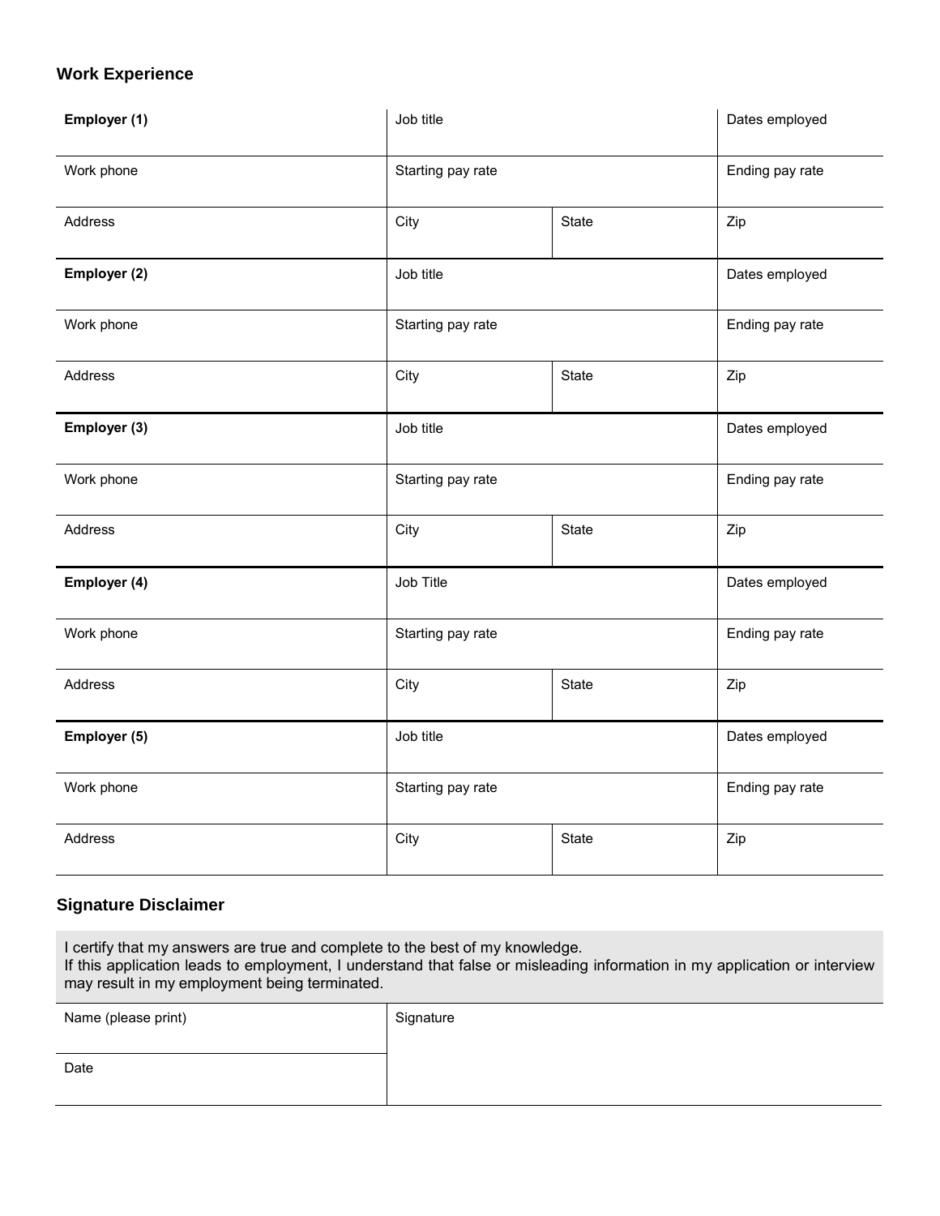## Work Experience

| | | | |
|---|---|---|---|
| **Employer (1)** | Job title | | Dates employed |
| Work phone | Starting pay rate | | Ending pay rate |
| Address | City | State | Zip |
| **Employer (2)** | Job title | | Dates employed |
| Work phone | Starting pay rate | | Ending pay rate |
| Address | City | State | Zip |
| **Employer (3)** | Job title | | Dates employed |
| Work phone | Starting pay rate | | Ending pay rate |
| Address | City | State | Zip |
| **Employer (4)** | Job Title | | Dates employed |
| Work phone | Starting pay rate | | Ending pay rate |
| Address | City | State | Zip |
| **Employer (5)** | Job title | | Dates employed |
| Work phone | Starting pay rate | | Ending pay rate |
| Address | City | State | Zip |

## Signature Disclaimer

I certify that my answers are true and complete to the best of my knowledge.
If this application leads to employment, I understand that false or misleading information in my application or interview may result in my employment being terminated.

| | |
|---|---|
| Name (please print) | Signature |
| Date | |